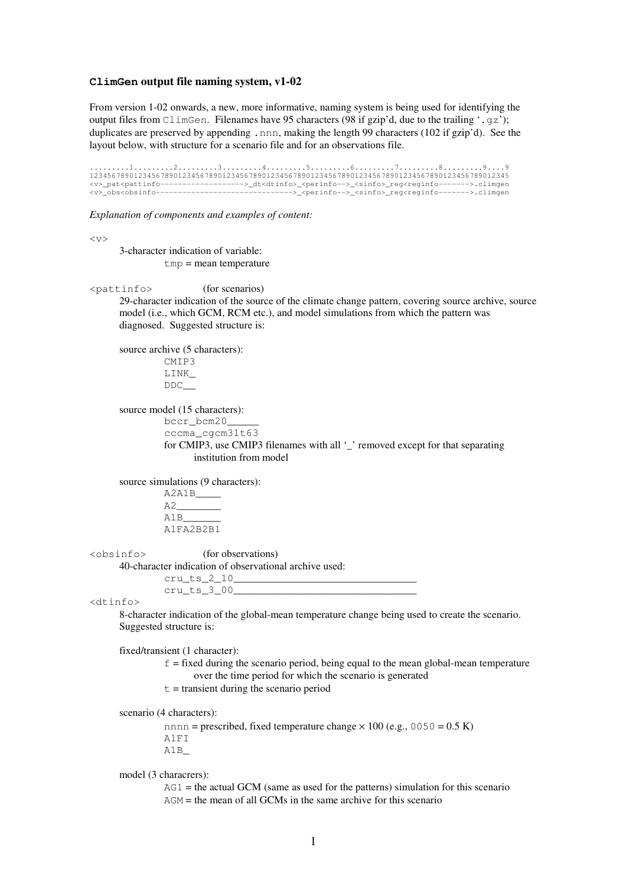## ClimGen output file naming system, v1-02

From version 1-02 onwards, a new, more informative, naming system is being used for identifying the output files from ClimGen. Filenames have 95 characters (98 if gzip'd, due to the trailing '.gz'); duplicates are preserved by appending .nnn, making the length 99 characters (102 if gzip'd). See the layout below, with structure for a scenario file and for an observations file.

```
.........1.........2.........3.........4.........5.........6.........7.........8.........9....9
12345678901234567890123456789012345678901234567890123456789012345678901234567890123456789012345
<v>_pat<pattinfo-------------------->_dt<dtinfo>_<perinfo-->_<sinfo>_reg<reginfo------->.climgen
<v>_obs<obsinfo------------------------------->_<perinfo-->_<sinfo>_reg<reginfo------->.climgen
```

*Explanation of components and examples of content:*

`<v>`

3-character indication of variable:

- `tmp` = mean temperature

`<pattinfo>` (for scenarios)

29-character indication of the source of the climate change pattern, covering source archive, source model (i.e., which GCM, RCM etc.), and model simulations from which the pattern was diagnosed. Suggested structure is:

source archive (5 characters):

```
CMIP3
LINK_
DDC__
```

source model (15 characters):

```
bccr_bcm20_____
cccma_cgcm31t63
```

for CMIP3, use CMIP3 filenames with all '_' removed except for that separating institution from model

source simulations (9 characters):

```
A2A1B____
A2_______
A1B______
A1FA2B2B1
```

`<obsinfo>` (for observations)

40-character indication of observational archive used:

```
cru_ts_2_10______________________________
cru_ts_3_00______________________________
```

`<dtinfo>`

8-character indication of the global-mean temperature change being used to create the scenario. Suggested structure is:

fixed/transient (1 character):

- `f` = fixed during the scenario period, being equal to the mean global-mean temperature over the time period for which the scenario is generated
- `t` = transient during the scenario period

scenario (4 characters):

- `nnnn` = prescribed, fixed temperature change × 100 (e.g., `0050` = 0.5 K)
- `A1FI`
- `A1B_`

model (3 characrers):

- `AG1` = the actual GCM (same as used for the patterns) simulation for this scenario
- `AGM` = the mean of all GCMs in the same archive for this scenario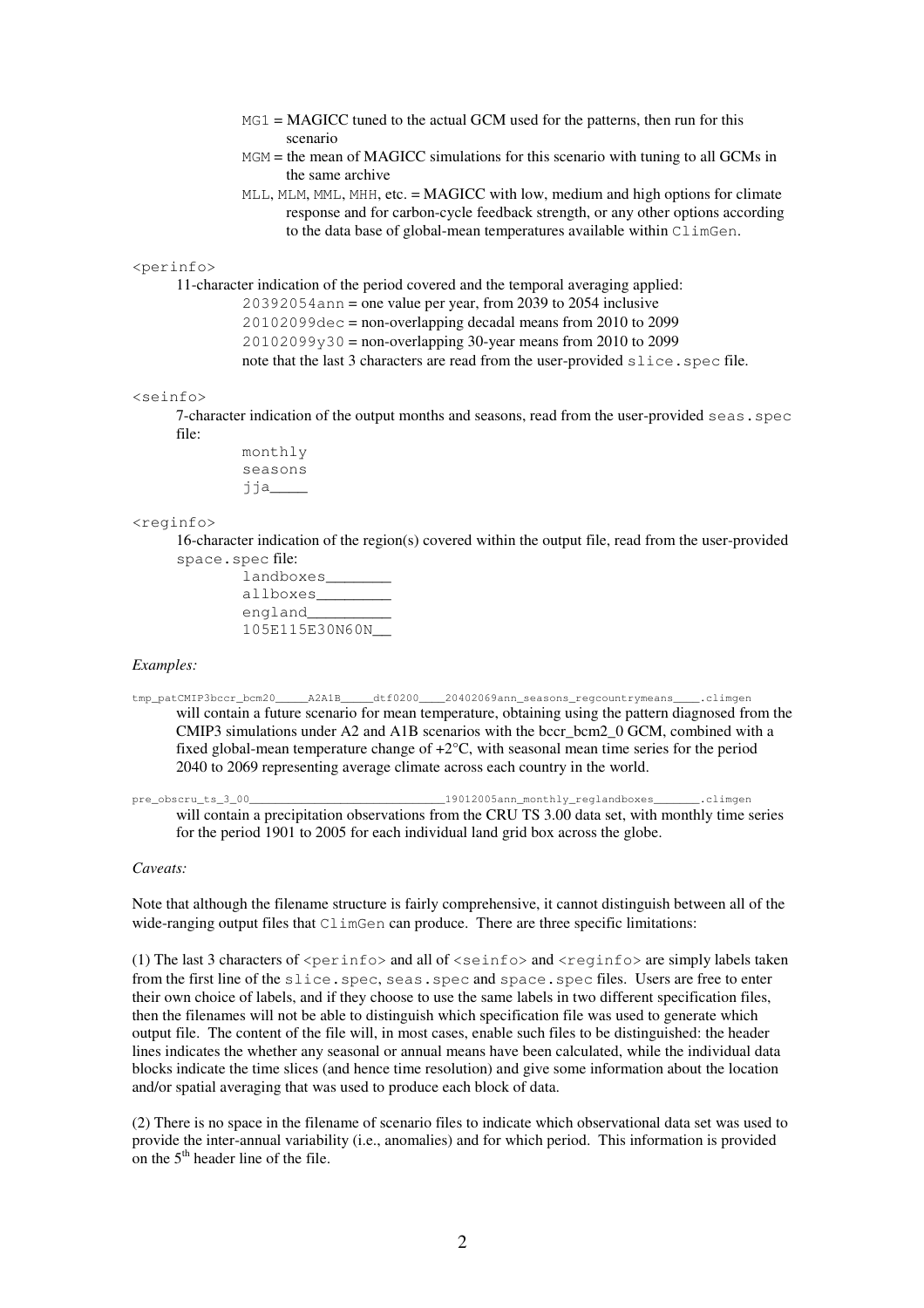MG1 = MAGICC tuned to the actual GCM used for the patterns, then run for this scenario

MGM = the mean of MAGICC simulations for this scenario with tuning to all GCMs in the same archive

MLL, MLM, MML, MHH, etc. = MAGICC with low, medium and high options for climate response and for carbon-cycle feedback strength, or any other options according to the data base of global-mean temperatures available within ClimGen.

<perinfo>

11-character indication of the period covered and the temporal averaging applied:

20392054ann = one value per year, from 2039 to 2054 inclusive
20102099dec = non-overlapping decadal means from 2010 to 2099
20102099y30 = non-overlapping 30-year means from 2010 to 2099
note that the last 3 characters are read from the user-provided slice.spec file.

<seinfo>

7-character indication of the output months and seasons, read from the user-provided seas.spec file:

```
monthly
seasons
jja____
```

<reginfo>

16-character indication of the region(s) covered within the output file, read from the user-provided space.spec file:

```
landboxes_______
allboxes________
england_________
105E115E30N60N__
```

*Examples:*

tmp_patCMIP3bccr_bcm20_____A2A1B_____dtf0200____20402069ann_seasons_regcountrymeans____.climgen

will contain a future scenario for mean temperature, obtaining using the pattern diagnosed from the CMIP3 simulations under A2 and A1B scenarios with the bccr_bcm2_0 GCM, combined with a fixed global-mean temperature change of +2°C, with seasonal mean time series for the period 2040 to 2069 representing average climate across each country in the world.

pre_obscru_ts_3_00______________________________19012005ann_monthly_reglandboxes_______.climgen

will contain a precipitation observations from the CRU TS 3.00 data set, with monthly time series for the period 1901 to 2005 for each individual land grid box across the globe.

*Caveats:*

Note that although the filename structure is fairly comprehensive, it cannot distinguish between all of the wide-ranging output files that ClimGen can produce. There are three specific limitations:

(1) The last 3 characters of <perinfo> and all of <seinfo> and <reginfo> are simply labels taken from the first line of the slice.spec, seas.spec and space.spec files. Users are free to enter their own choice of labels, and if they choose to use the same labels in two different specification files, then the filenames will not be able to distinguish which specification file was used to generate which output file. The content of the file will, in most cases, enable such files to be distinguished: the header lines indicates the whether any seasonal or annual means have been calculated, while the individual data blocks indicate the time slices (and hence time resolution) and give some information about the location and/or spatial averaging that was used to produce each block of data.

(2) There is no space in the filename of scenario files to indicate which observational data set was used to provide the inter-annual variability (i.e., anomalies) and for which period. This information is provided on the 5th header line of the file.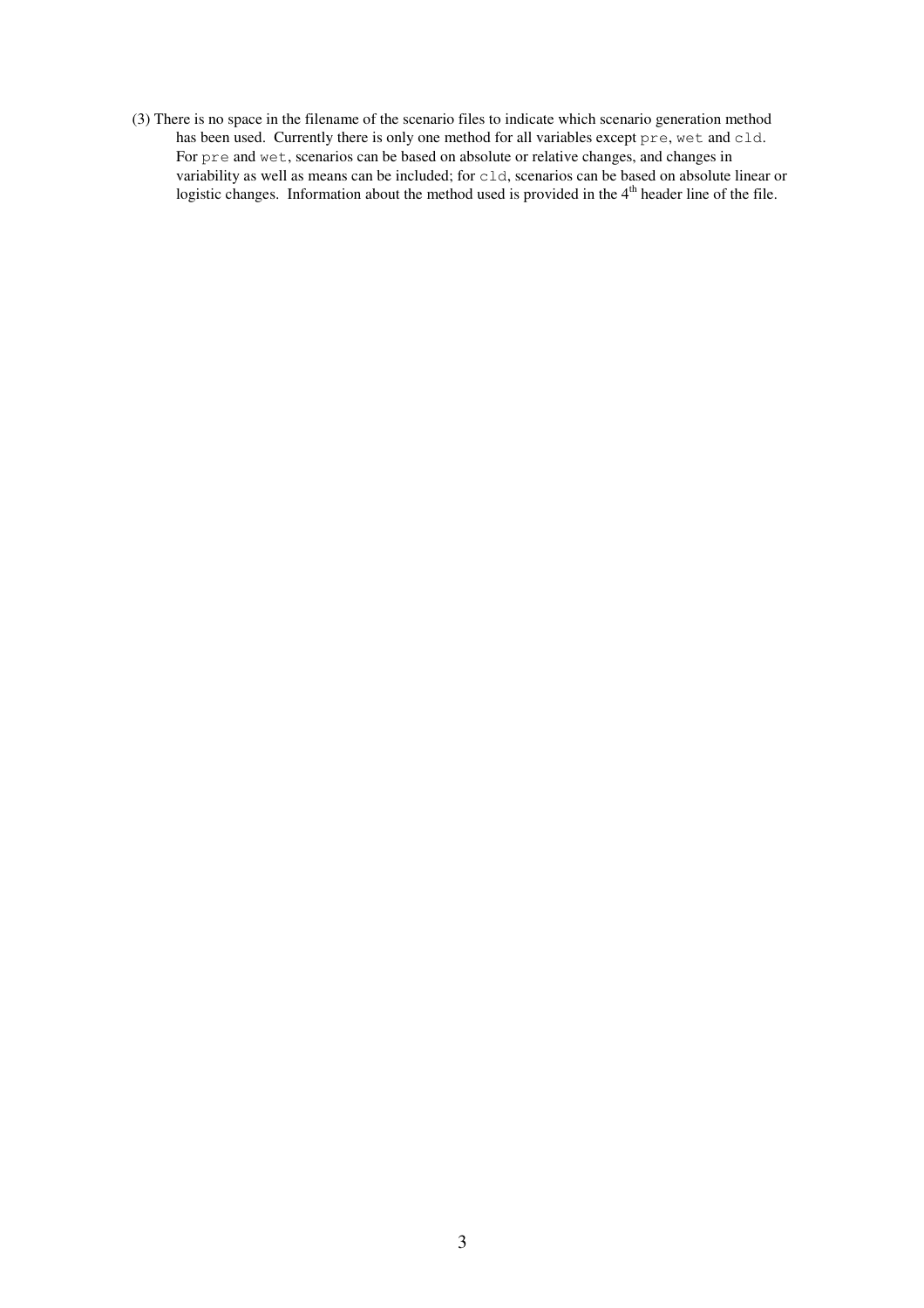(3) There is no space in the filename of the scenario files to indicate which scenario generation method has been used. Currently there is only one method for all variables except `pre`, `wet` and `cld`. For `pre` and `wet`, scenarios can be based on absolute or relative changes, and changes in variability as well as means can be included; for `cld`, scenarios can be based on absolute linear or logistic changes. Information about the method used is provided in the 4th header line of the file.